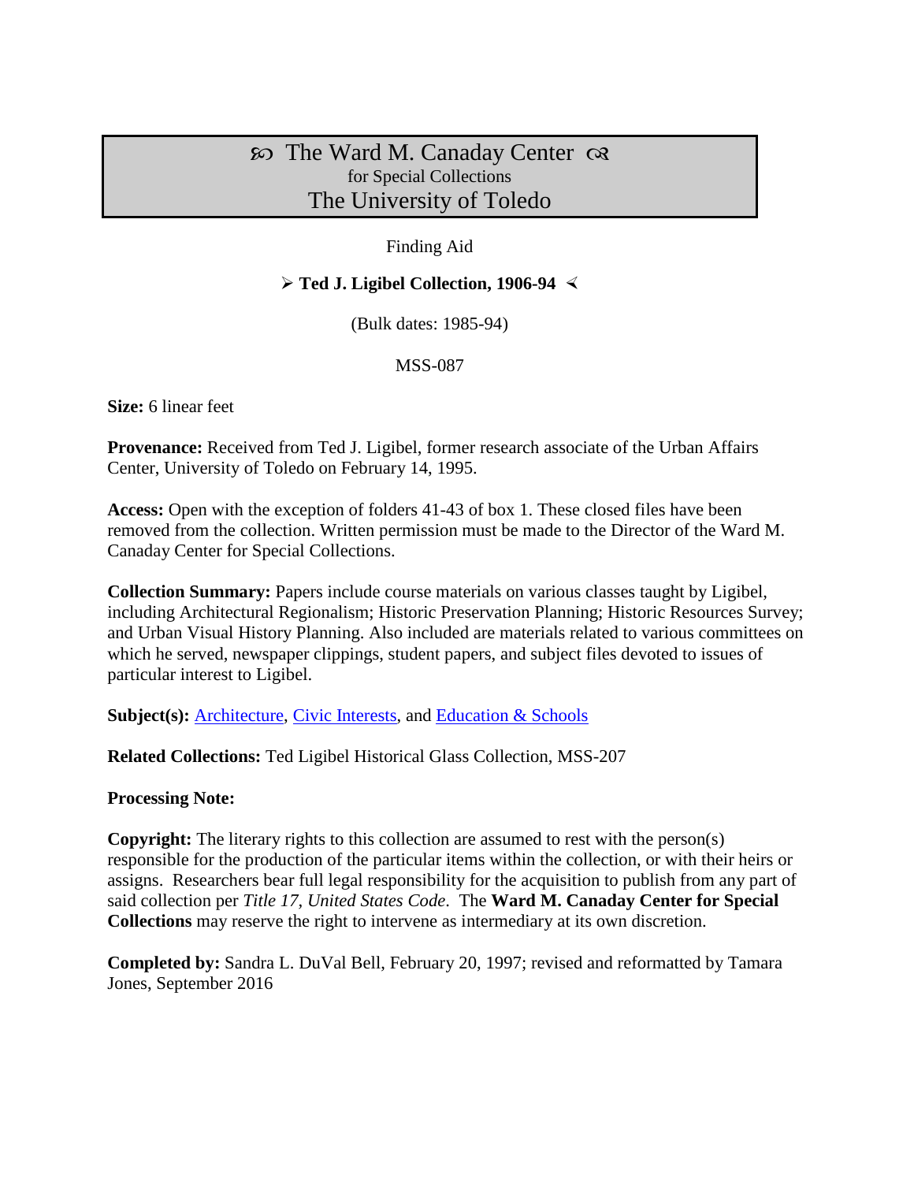# ꕥ The Ward M. Canaday Center ꕥ
for Special Collections
The University of Toledo

Finding Aid

## ➢ Ted J. Ligibel Collection, 1906-94 ≺

(Bulk dates: 1985-94)

MSS-087

**Size:** 6 linear feet

**Provenance:** Received from Ted J. Ligibel, former research associate of the Urban Affairs Center, University of Toledo on February 14, 1995.

**Access:** Open with the exception of folders 41-43 of box 1. These closed files have been removed from the collection. Written permission must be made to the Director of the Ward M. Canaday Center for Special Collections.

**Collection Summary:** Papers include course materials on various classes taught by Ligibel, including Architectural Regionalism; Historic Preservation Planning; Historic Resources Survey; and Urban Visual History Planning. Also included are materials related to various committees on which he served, newspaper clippings, student papers, and subject files devoted to issues of particular interest to Ligibel.

**Subject(s):** Architecture, Civic Interests, and Education & Schools

**Related Collections:** Ted Ligibel Historical Glass Collection, MSS-207

**Processing Note:**

**Copyright:** The literary rights to this collection are assumed to rest with the person(s) responsible for the production of the particular items within the collection, or with their heirs or assigns. Researchers bear full legal responsibility for the acquisition to publish from any part of said collection per *Title 17, United States Code*. The **Ward M. Canaday Center for Special Collections** may reserve the right to intervene as intermediary at its own discretion.

**Completed by:** Sandra L. DuVal Bell, February 20, 1997; revised and reformatted by Tamara Jones, September 2016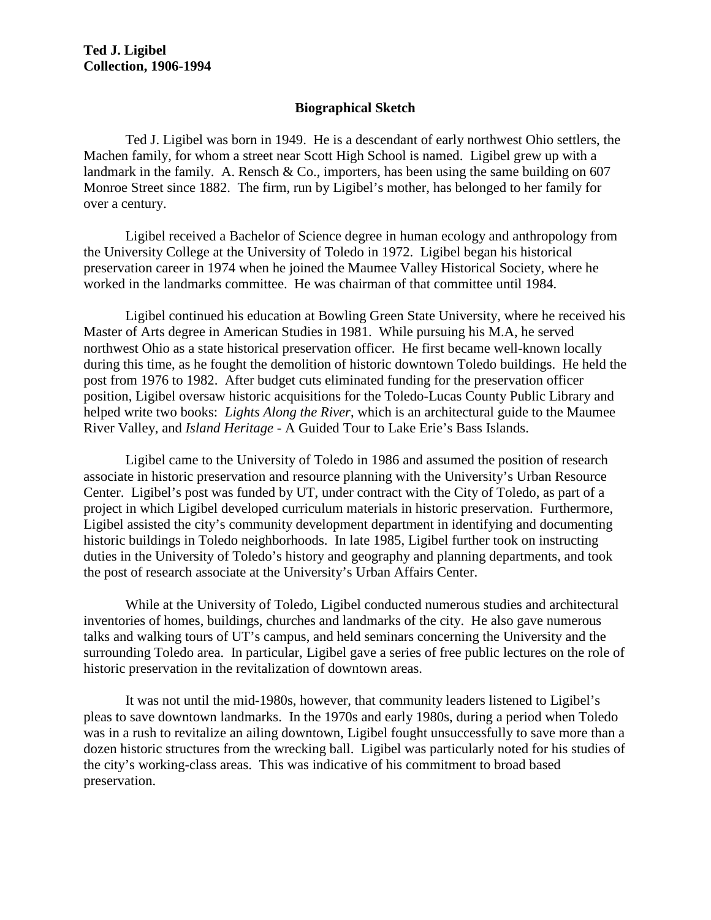**Ted J. Ligibel**
**Collection, 1906-1994**

## Biographical Sketch

Ted J. Ligibel was born in 1949. He is a descendant of early northwest Ohio settlers, the Machen family, for whom a street near Scott High School is named. Ligibel grew up with a landmark in the family. A. Rensch & Co., importers, has been using the same building on 607 Monroe Street since 1882. The firm, run by Ligibel's mother, has belonged to her family for over a century.

Ligibel received a Bachelor of Science degree in human ecology and anthropology from the University College at the University of Toledo in 1972. Ligibel began his historical preservation career in 1974 when he joined the Maumee Valley Historical Society, where he worked in the landmarks committee. He was chairman of that committee until 1984.

Ligibel continued his education at Bowling Green State University, where he received his Master of Arts degree in American Studies in 1981. While pursuing his M.A, he served northwest Ohio as a state historical preservation officer. He first became well-known locally during this time, as he fought the demolition of historic downtown Toledo buildings. He held the post from 1976 to 1982. After budget cuts eliminated funding for the preservation officer position, Ligibel oversaw historic acquisitions for the Toledo-Lucas County Public Library and helped write two books: *Lights Along the River*, which is an architectural guide to the Maumee River Valley, and *Island Heritage* - A Guided Tour to Lake Erie's Bass Islands.

Ligibel came to the University of Toledo in 1986 and assumed the position of research associate in historic preservation and resource planning with the University's Urban Resource Center. Ligibel's post was funded by UT, under contract with the City of Toledo, as part of a project in which Ligibel developed curriculum materials in historic preservation. Furthermore, Ligibel assisted the city's community development department in identifying and documenting historic buildings in Toledo neighborhoods. In late 1985, Ligibel further took on instructing duties in the University of Toledo's history and geography and planning departments, and took the post of research associate at the University's Urban Affairs Center.

While at the University of Toledo, Ligibel conducted numerous studies and architectural inventories of homes, buildings, churches and landmarks of the city. He also gave numerous talks and walking tours of UT's campus, and held seminars concerning the University and the surrounding Toledo area. In particular, Ligibel gave a series of free public lectures on the role of historic preservation in the revitalization of downtown areas.

It was not until the mid-1980s, however, that community leaders listened to Ligibel's pleas to save downtown landmarks. In the 1970s and early 1980s, during a period when Toledo was in a rush to revitalize an ailing downtown, Ligibel fought unsuccessfully to save more than a dozen historic structures from the wrecking ball. Ligibel was particularly noted for his studies of the city's working-class areas. This was indicative of his commitment to broad based preservation.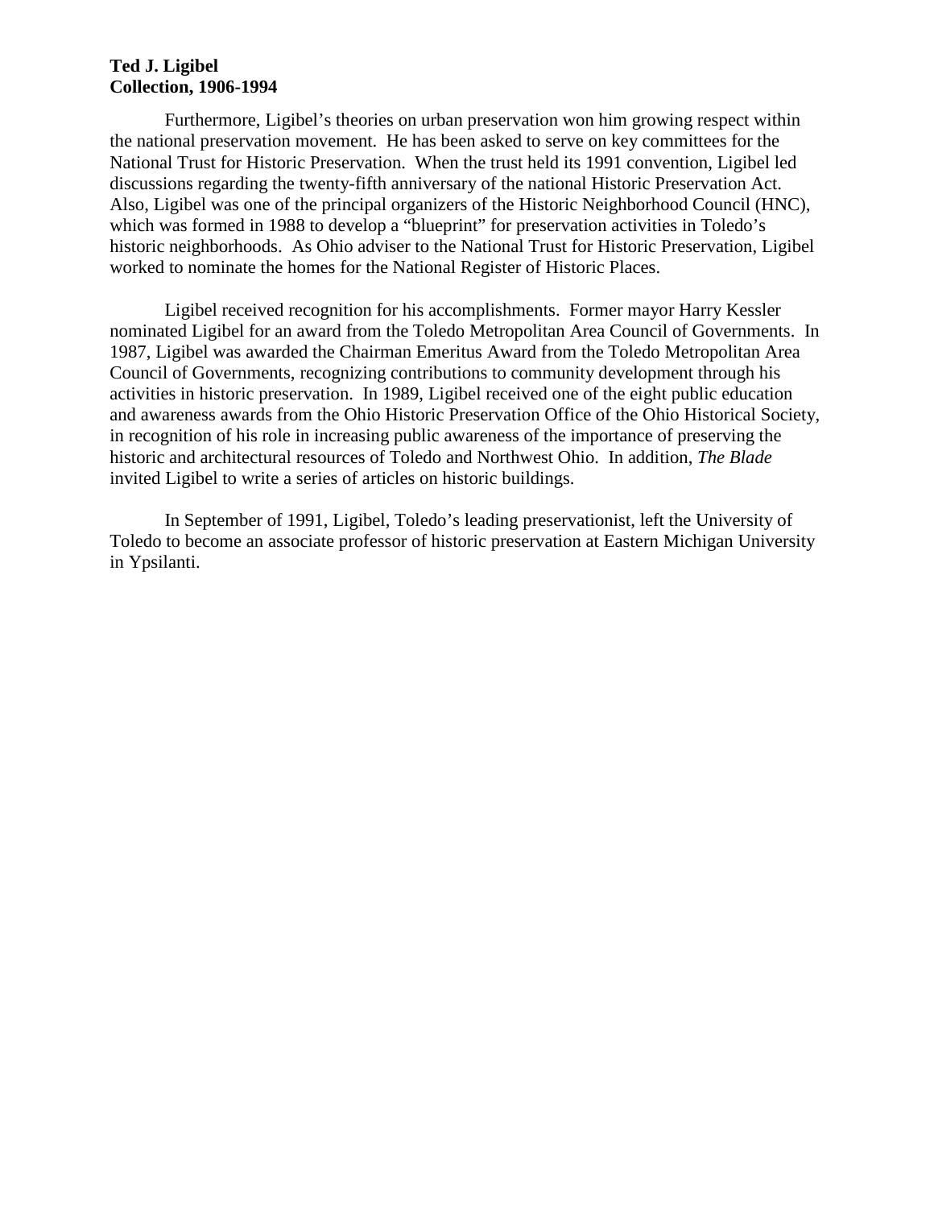**Ted J. Ligibel**
**Collection, 1906-1994**

Furthermore, Ligibel's theories on urban preservation won him growing respect within the national preservation movement. He has been asked to serve on key committees for the National Trust for Historic Preservation. When the trust held its 1991 convention, Ligibel led discussions regarding the twenty-fifth anniversary of the national Historic Preservation Act. Also, Ligibel was one of the principal organizers of the Historic Neighborhood Council (HNC), which was formed in 1988 to develop a "blueprint" for preservation activities in Toledo's historic neighborhoods. As Ohio adviser to the National Trust for Historic Preservation, Ligibel worked to nominate the homes for the National Register of Historic Places.

Ligibel received recognition for his accomplishments. Former mayor Harry Kessler nominated Ligibel for an award from the Toledo Metropolitan Area Council of Governments. In 1987, Ligibel was awarded the Chairman Emeritus Award from the Toledo Metropolitan Area Council of Governments, recognizing contributions to community development through his activities in historic preservation. In 1989, Ligibel received one of the eight public education and awareness awards from the Ohio Historic Preservation Office of the Ohio Historical Society, in recognition of his role in increasing public awareness of the importance of preserving the historic and architectural resources of Toledo and Northwest Ohio. In addition, *The Blade* invited Ligibel to write a series of articles on historic buildings.

In September of 1991, Ligibel, Toledo's leading preservationist, left the University of Toledo to become an associate professor of historic preservation at Eastern Michigan University in Ypsilanti.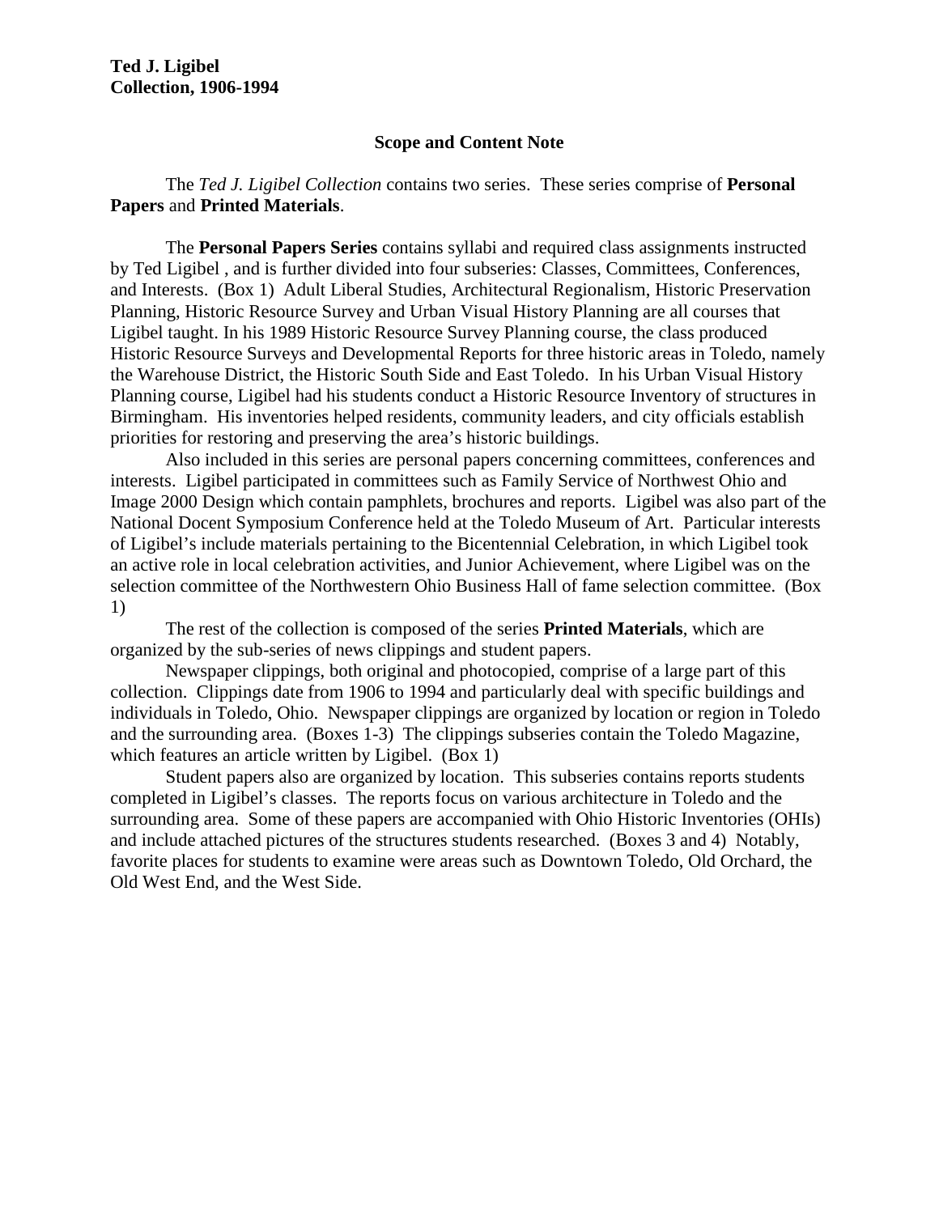**Ted J. Ligibel**
**Collection, 1906-1994**

## Scope and Content Note

The *Ted J. Ligibel Collection* contains two series. These series comprise of **Personal Papers** and **Printed Materials**.

The **Personal Papers Series** contains syllabi and required class assignments instructed by Ted Ligibel , and is further divided into four subseries: Classes, Committees, Conferences, and Interests. (Box 1) Adult Liberal Studies, Architectural Regionalism, Historic Preservation Planning, Historic Resource Survey and Urban Visual History Planning are all courses that Ligibel taught. In his 1989 Historic Resource Survey Planning course, the class produced Historic Resource Surveys and Developmental Reports for three historic areas in Toledo, namely the Warehouse District, the Historic South Side and East Toledo. In his Urban Visual History Planning course, Ligibel had his students conduct a Historic Resource Inventory of structures in Birmingham. His inventories helped residents, community leaders, and city officials establish priorities for restoring and preserving the area's historic buildings.

Also included in this series are personal papers concerning committees, conferences and interests. Ligibel participated in committees such as Family Service of Northwest Ohio and Image 2000 Design which contain pamphlets, brochures and reports. Ligibel was also part of the National Docent Symposium Conference held at the Toledo Museum of Art. Particular interests of Ligibel's include materials pertaining to the Bicentennial Celebration, in which Ligibel took an active role in local celebration activities, and Junior Achievement, where Ligibel was on the selection committee of the Northwestern Ohio Business Hall of fame selection committee. (Box 1)

The rest of the collection is composed of the series **Printed Materials**, which are organized by the sub-series of news clippings and student papers.

Newspaper clippings, both original and photocopied, comprise of a large part of this collection. Clippings date from 1906 to 1994 and particularly deal with specific buildings and individuals in Toledo, Ohio. Newspaper clippings are organized by location or region in Toledo and the surrounding area. (Boxes 1-3) The clippings subseries contain the Toledo Magazine, which features an article written by Ligibel. (Box 1)

Student papers also are organized by location. This subseries contains reports students completed in Ligibel's classes. The reports focus on various architecture in Toledo and the surrounding area. Some of these papers are accompanied with Ohio Historic Inventories (OHIs) and include attached pictures of the structures students researched. (Boxes 3 and 4) Notably, favorite places for students to examine were areas such as Downtown Toledo, Old Orchard, the Old West End, and the West Side.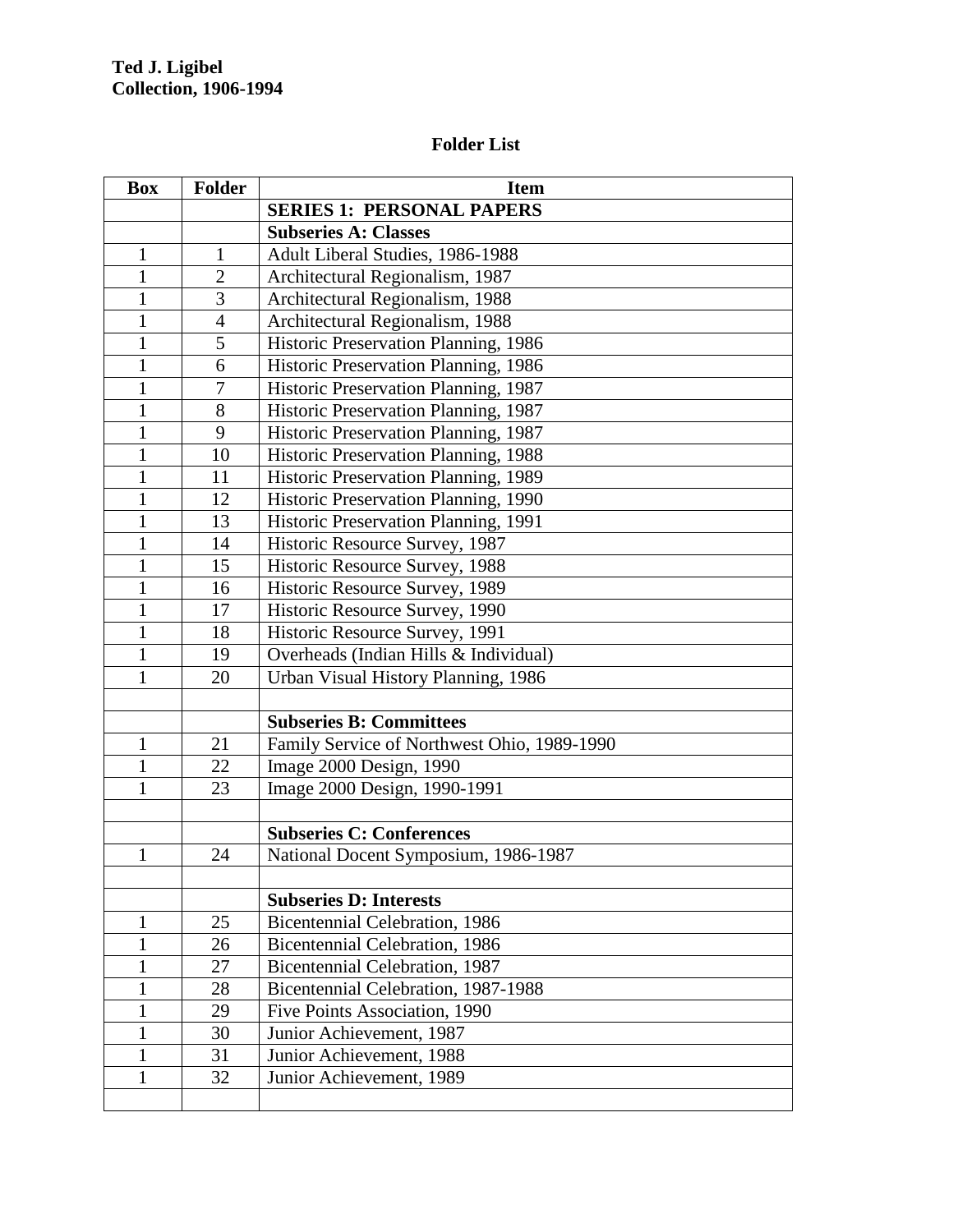**Ted J. Ligibel**
**Collection, 1906-1994**

## Folder List

| Box | Folder | Item |
|---|---|---|
| | | **SERIES 1: PERSONAL PAPERS** |
| | | **Subseries A: Classes** |
| 1 | 1 | Adult Liberal Studies, 1986-1988 |
| 1 | 2 | Architectural Regionalism, 1987 |
| 1 | 3 | Architectural Regionalism, 1988 |
| 1 | 4 | Architectural Regionalism, 1988 |
| 1 | 5 | Historic Preservation Planning, 1986 |
| 1 | 6 | Historic Preservation Planning, 1986 |
| 1 | 7 | Historic Preservation Planning, 1987 |
| 1 | 8 | Historic Preservation Planning, 1987 |
| 1 | 9 | Historic Preservation Planning, 1987 |
| 1 | 10 | Historic Preservation Planning, 1988 |
| 1 | 11 | Historic Preservation Planning, 1989 |
| 1 | 12 | Historic Preservation Planning, 1990 |
| 1 | 13 | Historic Preservation Planning, 1991 |
| 1 | 14 | Historic Resource Survey, 1987 |
| 1 | 15 | Historic Resource Survey, 1988 |
| 1 | 16 | Historic Resource Survey, 1989 |
| 1 | 17 | Historic Resource Survey, 1990 |
| 1 | 18 | Historic Resource Survey, 1991 |
| 1 | 19 | Overheads (Indian Hills & Individual) |
| 1 | 20 | Urban Visual History Planning, 1986 |
| | | |
| | | **Subseries B: Committees** |
| 1 | 21 | Family Service of Northwest Ohio, 1989-1990 |
| 1 | 22 | Image 2000 Design, 1990 |
| 1 | 23 | Image 2000 Design, 1990-1991 |
| | | |
| | | **Subseries C: Conferences** |
| 1 | 24 | National Docent Symposium, 1986-1987 |
| | | |
| | | **Subseries D: Interests** |
| 1 | 25 | Bicentennial Celebration, 1986 |
| 1 | 26 | Bicentennial Celebration, 1986 |
| 1 | 27 | Bicentennial Celebration, 1987 |
| 1 | 28 | Bicentennial Celebration, 1987-1988 |
| 1 | 29 | Five Points Association, 1990 |
| 1 | 30 | Junior Achievement, 1987 |
| 1 | 31 | Junior Achievement, 1988 |
| 1 | 32 | Junior Achievement, 1989 |
| | | |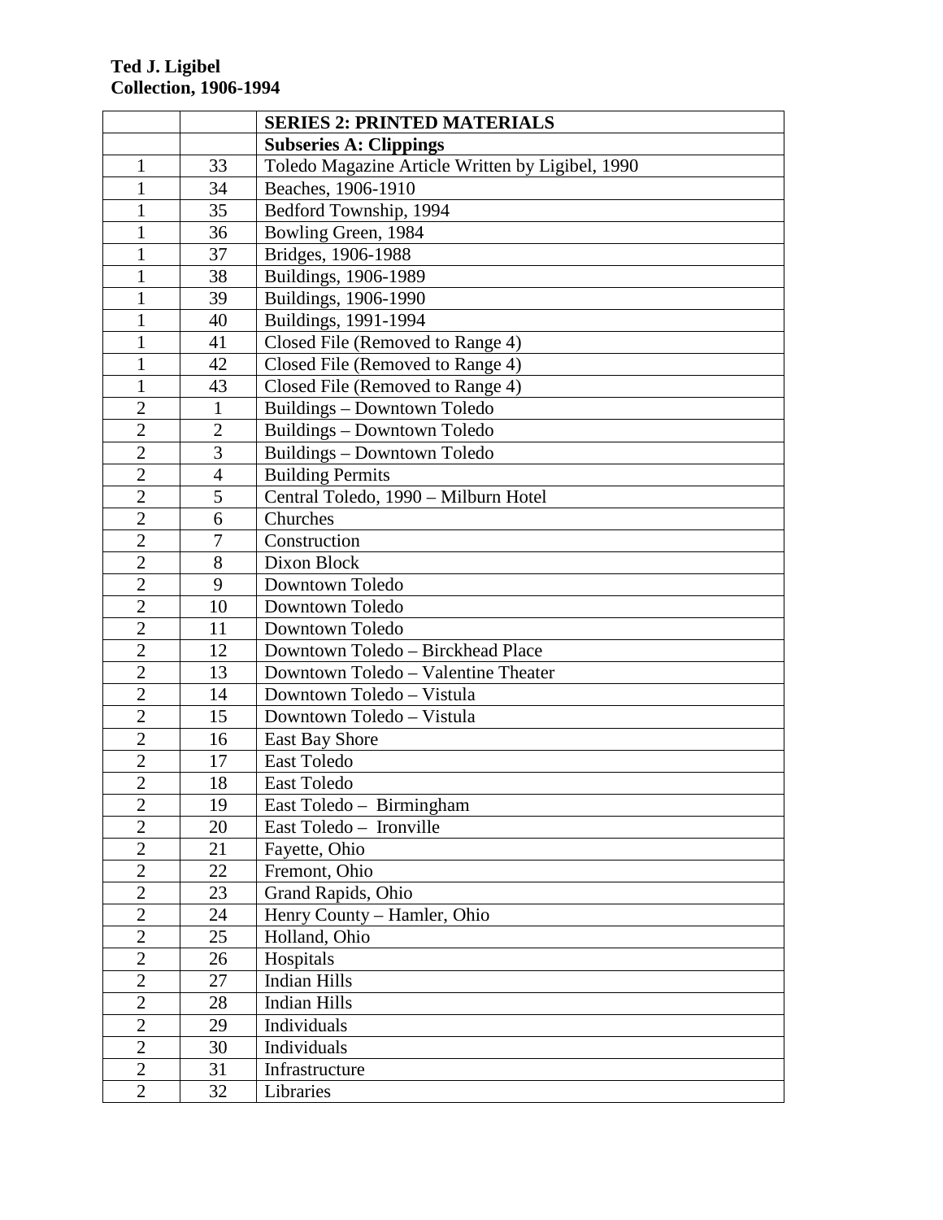**Ted J. Ligibel**
**Collection, 1906-1994**

| | | **SERIES 2: PRINTED MATERIALS** |
|---|---|---|
| | | **Subseries A: Clippings** |
| 1 | 33 | Toledo Magazine Article Written by Ligibel, 1990 |
| 1 | 34 | Beaches, 1906-1910 |
| 1 | 35 | Bedford Township, 1994 |
| 1 | 36 | Bowling Green, 1984 |
| 1 | 37 | Bridges, 1906-1988 |
| 1 | 38 | Buildings, 1906-1989 |
| 1 | 39 | Buildings, 1906-1990 |
| 1 | 40 | Buildings, 1991-1994 |
| 1 | 41 | Closed File (Removed to Range 4) |
| 1 | 42 | Closed File (Removed to Range 4) |
| 1 | 43 | Closed File (Removed to Range 4) |
| 2 | 1 | Buildings – Downtown Toledo |
| 2 | 2 | Buildings – Downtown Toledo |
| 2 | 3 | Buildings – Downtown Toledo |
| 2 | 4 | Building Permits |
| 2 | 5 | Central Toledo, 1990 – Milburn Hotel |
| 2 | 6 | Churches |
| 2 | 7 | Construction |
| 2 | 8 | Dixon Block |
| 2 | 9 | Downtown Toledo |
| 2 | 10 | Downtown Toledo |
| 2 | 11 | Downtown Toledo |
| 2 | 12 | Downtown Toledo – Birckhead Place |
| 2 | 13 | Downtown Toledo – Valentine Theater |
| 2 | 14 | Downtown Toledo – Vistula |
| 2 | 15 | Downtown Toledo – Vistula |
| 2 | 16 | East Bay Shore |
| 2 | 17 | East Toledo |
| 2 | 18 | East Toledo |
| 2 | 19 | East Toledo – Birmingham |
| 2 | 20 | East Toledo – Ironville |
| 2 | 21 | Fayette, Ohio |
| 2 | 22 | Fremont, Ohio |
| 2 | 23 | Grand Rapids, Ohio |
| 2 | 24 | Henry County – Hamler, Ohio |
| 2 | 25 | Holland, Ohio |
| 2 | 26 | Hospitals |
| 2 | 27 | Indian Hills |
| 2 | 28 | Indian Hills |
| 2 | 29 | Individuals |
| 2 | 30 | Individuals |
| 2 | 31 | Infrastructure |
| 2 | 32 | Libraries |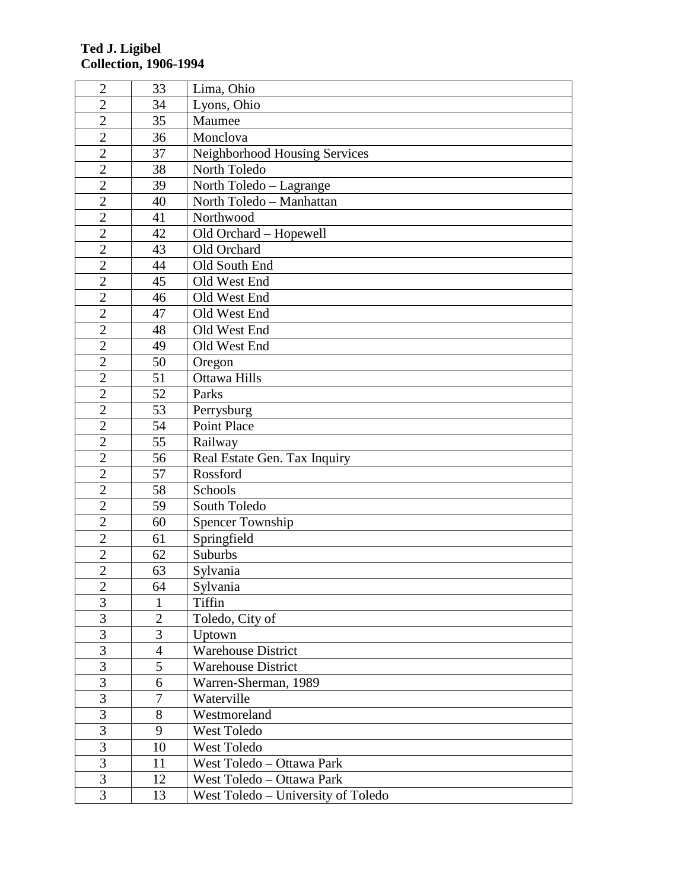**Ted J. Ligibel**
**Collection, 1906-1994**

| | | |
|---|---|---|
| 2 | 33 | Lima, Ohio |
| 2 | 34 | Lyons, Ohio |
| 2 | 35 | Maumee |
| 2 | 36 | Monclova |
| 2 | 37 | Neighborhood Housing Services |
| 2 | 38 | North Toledo |
| 2 | 39 | North Toledo – Lagrange |
| 2 | 40 | North Toledo – Manhattan |
| 2 | 41 | Northwood |
| 2 | 42 | Old Orchard – Hopewell |
| 2 | 43 | Old Orchard |
| 2 | 44 | Old South End |
| 2 | 45 | Old West End |
| 2 | 46 | Old West End |
| 2 | 47 | Old West End |
| 2 | 48 | Old West End |
| 2 | 49 | Old West End |
| 2 | 50 | Oregon |
| 2 | 51 | Ottawa Hills |
| 2 | 52 | Parks |
| 2 | 53 | Perrysburg |
| 2 | 54 | Point Place |
| 2 | 55 | Railway |
| 2 | 56 | Real Estate Gen. Tax Inquiry |
| 2 | 57 | Rossford |
| 2 | 58 | Schools |
| 2 | 59 | South Toledo |
| 2 | 60 | Spencer Township |
| 2 | 61 | Springfield |
| 2 | 62 | Suburbs |
| 2 | 63 | Sylvania |
| 2 | 64 | Sylvania |
| 3 | 1 | Tiffin |
| 3 | 2 | Toledo, City of |
| 3 | 3 | Uptown |
| 3 | 4 | Warehouse District |
| 3 | 5 | Warehouse District |
| 3 | 6 | Warren-Sherman, 1989 |
| 3 | 7 | Waterville |
| 3 | 8 | Westmoreland |
| 3 | 9 | West Toledo |
| 3 | 10 | West Toledo |
| 3 | 11 | West Toledo – Ottawa Park |
| 3 | 12 | West Toledo – Ottawa Park |
| 3 | 13 | West Toledo – University of Toledo |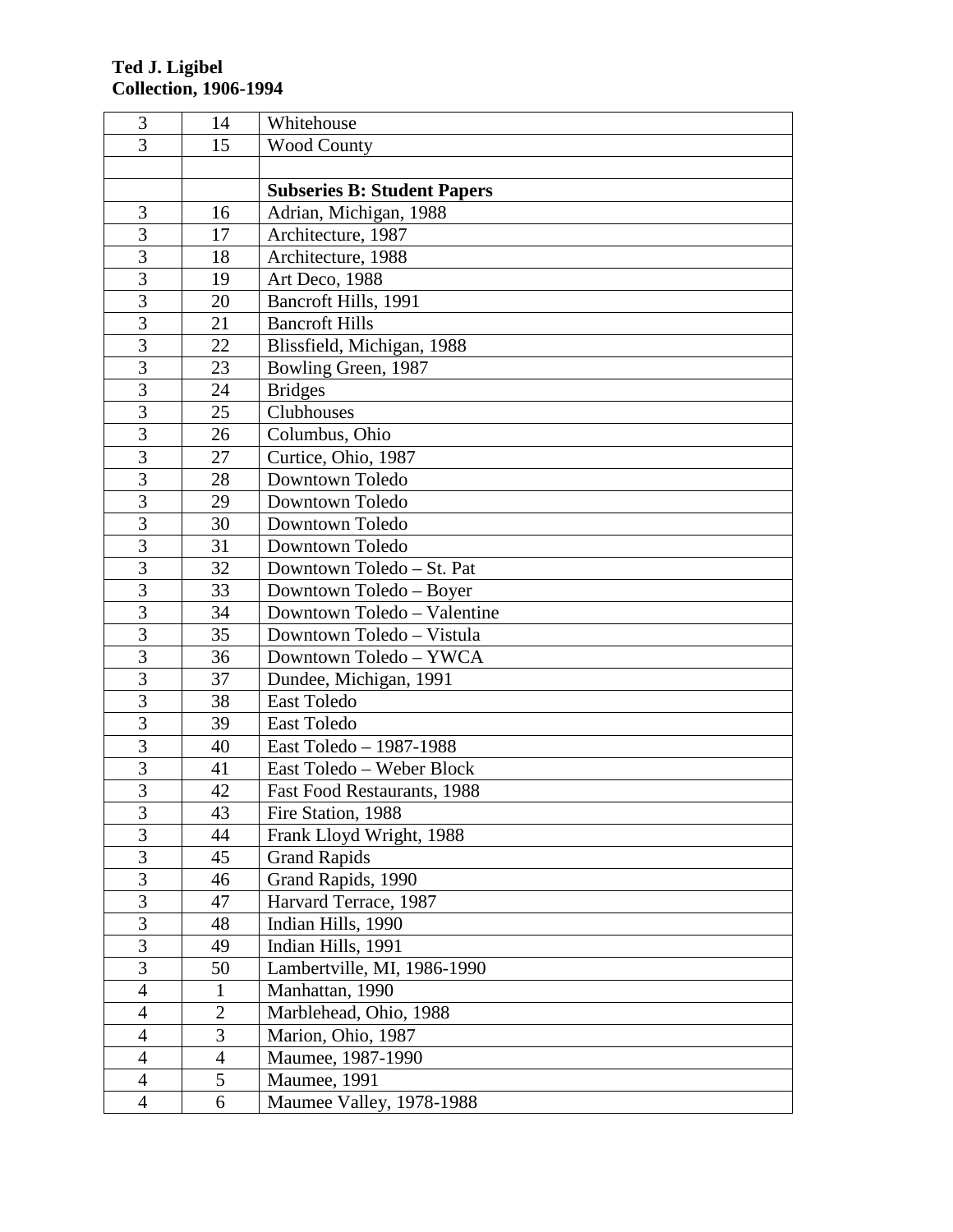**Ted J. Ligibel Collection, 1906-1994**

| | | |
|---|---|---|
| 3 | 14 | Whitehouse |
| 3 | 15 | Wood County |
| | | |
| | | **Subseries B: Student Papers** |
| 3 | 16 | Adrian, Michigan, 1988 |
| 3 | 17 | Architecture, 1987 |
| 3 | 18 | Architecture, 1988 |
| 3 | 19 | Art Deco, 1988 |
| 3 | 20 | Bancroft Hills, 1991 |
| 3 | 21 | Bancroft Hills |
| 3 | 22 | Blissfield, Michigan, 1988 |
| 3 | 23 | Bowling Green, 1987 |
| 3 | 24 | Bridges |
| 3 | 25 | Clubhouses |
| 3 | 26 | Columbus, Ohio |
| 3 | 27 | Curtice, Ohio, 1987 |
| 3 | 28 | Downtown Toledo |
| 3 | 29 | Downtown Toledo |
| 3 | 30 | Downtown Toledo |
| 3 | 31 | Downtown Toledo |
| 3 | 32 | Downtown Toledo – St. Pat |
| 3 | 33 | Downtown Toledo – Boyer |
| 3 | 34 | Downtown Toledo – Valentine |
| 3 | 35 | Downtown Toledo – Vistula |
| 3 | 36 | Downtown Toledo – YWCA |
| 3 | 37 | Dundee, Michigan, 1991 |
| 3 | 38 | East Toledo |
| 3 | 39 | East Toledo |
| 3 | 40 | East Toledo – 1987-1988 |
| 3 | 41 | East Toledo – Weber Block |
| 3 | 42 | Fast Food Restaurants, 1988 |
| 3 | 43 | Fire Station, 1988 |
| 3 | 44 | Frank Lloyd Wright, 1988 |
| 3 | 45 | Grand Rapids |
| 3 | 46 | Grand Rapids, 1990 |
| 3 | 47 | Harvard Terrace, 1987 |
| 3 | 48 | Indian Hills, 1990 |
| 3 | 49 | Indian Hills, 1991 |
| 3 | 50 | Lambertville, MI, 1986-1990 |
| 4 | 1 | Manhattan, 1990 |
| 4 | 2 | Marblehead, Ohio, 1988 |
| 4 | 3 | Marion, Ohio, 1987 |
| 4 | 4 | Maumee, 1987-1990 |
| 4 | 5 | Maumee, 1991 |
| 4 | 6 | Maumee Valley, 1978-1988 |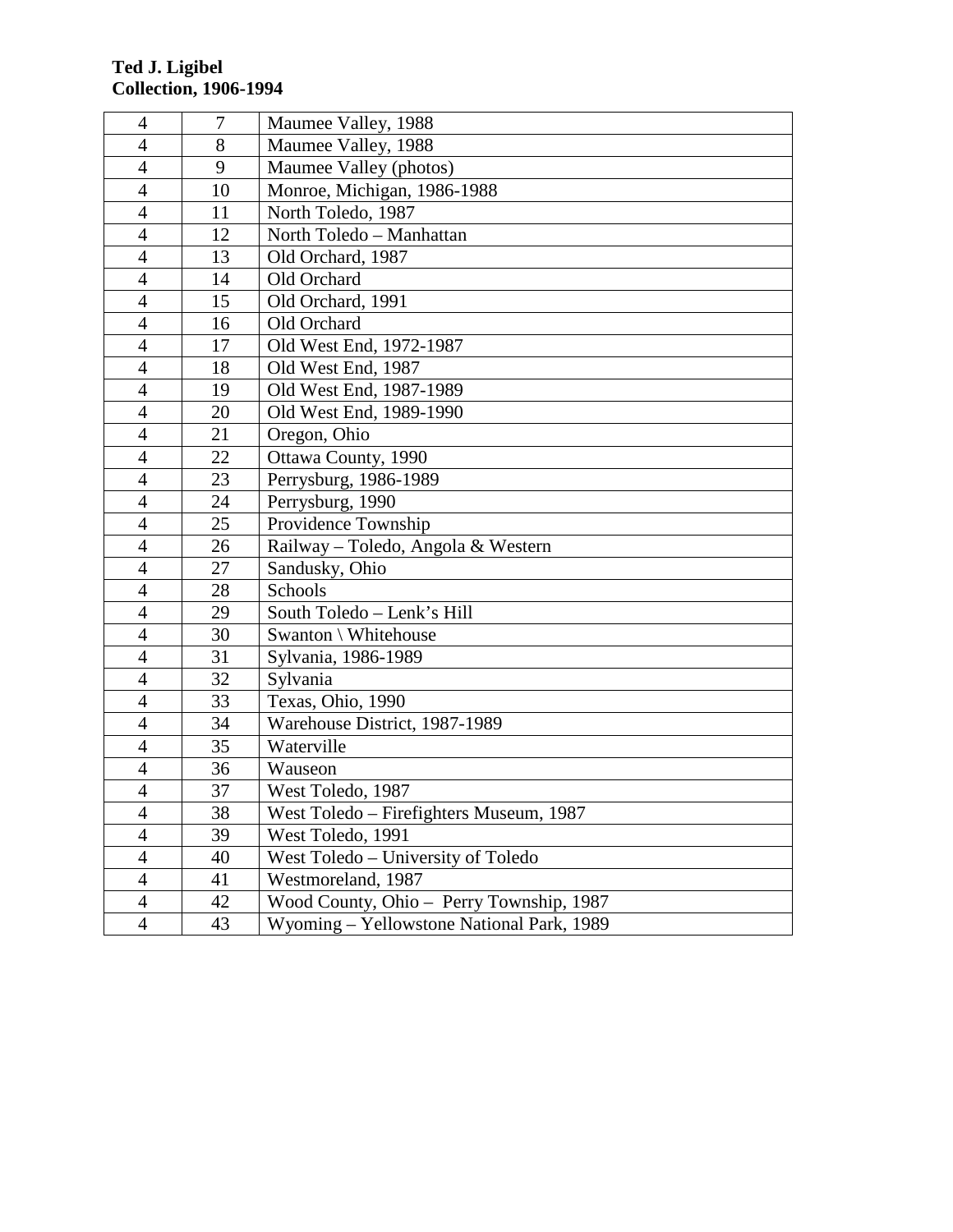**Ted J. Ligibel Collection, 1906-1994**

| | | |
|---|---|---|
| 4 | 7 | Maumee Valley, 1988 |
| 4 | 8 | Maumee Valley, 1988 |
| 4 | 9 | Maumee Valley (photos) |
| 4 | 10 | Monroe, Michigan, 1986-1988 |
| 4 | 11 | North Toledo, 1987 |
| 4 | 12 | North Toledo – Manhattan |
| 4 | 13 | Old Orchard, 1987 |
| 4 | 14 | Old Orchard |
| 4 | 15 | Old Orchard, 1991 |
| 4 | 16 | Old Orchard |
| 4 | 17 | Old West End, 1972-1987 |
| 4 | 18 | Old West End, 1987 |
| 4 | 19 | Old West End, 1987-1989 |
| 4 | 20 | Old West End, 1989-1990 |
| 4 | 21 | Oregon, Ohio |
| 4 | 22 | Ottawa County, 1990 |
| 4 | 23 | Perrysburg, 1986-1989 |
| 4 | 24 | Perrysburg, 1990 |
| 4 | 25 | Providence Township |
| 4 | 26 | Railway – Toledo, Angola & Western |
| 4 | 27 | Sandusky, Ohio |
| 4 | 28 | Schools |
| 4 | 29 | South Toledo – Lenk's Hill |
| 4 | 30 | Swanton \ Whitehouse |
| 4 | 31 | Sylvania, 1986-1989 |
| 4 | 32 | Sylvania |
| 4 | 33 | Texas, Ohio, 1990 |
| 4 | 34 | Warehouse District, 1987-1989 |
| 4 | 35 | Waterville |
| 4 | 36 | Wauseon |
| 4 | 37 | West Toledo, 1987 |
| 4 | 38 | West Toledo – Firefighters Museum, 1987 |
| 4 | 39 | West Toledo, 1991 |
| 4 | 40 | West Toledo – University of Toledo |
| 4 | 41 | Westmoreland, 1987 |
| 4 | 42 | Wood County, Ohio – Perry Township, 1987 |
| 4 | 43 | Wyoming – Yellowstone National Park, 1989 |